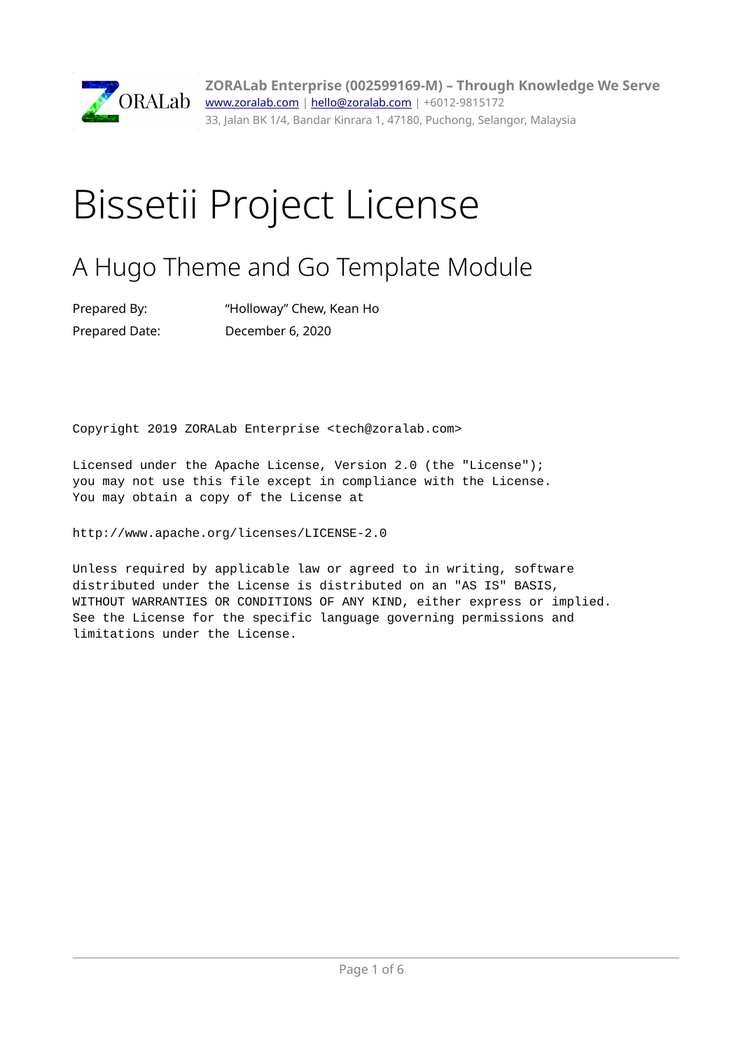**ZORALab Enterprise (002599169-M) – Through Knowledge We Serve**
www.zoralab.com | hello@zoralab.com | +6012-9815172
33, Jalan BK 1/4, Bandar Kinrara 1, 47180, Puchong, Selangor, Malaysia

# Bissetii Project License

## A Hugo Theme and Go Template Module

| | |
|---|---|
| Prepared By: | “Holloway” Chew, Kean Ho |
| Prepared Date: | December 6, 2020 |

```
Copyright 2019 ZORALab Enterprise <tech@zoralab.com>

Licensed under the Apache License, Version 2.0 (the "License");
you may not use this file except in compliance with the License.
You may obtain a copy of the License at

http://www.apache.org/licenses/LICENSE-2.0

Unless required by applicable law or agreed to in writing, software
distributed under the License is distributed on an "AS IS" BASIS,
WITHOUT WARRANTIES OR CONDITIONS OF ANY KIND, either express or implied.
See the License for the specific language governing permissions and
limitations under the License.
```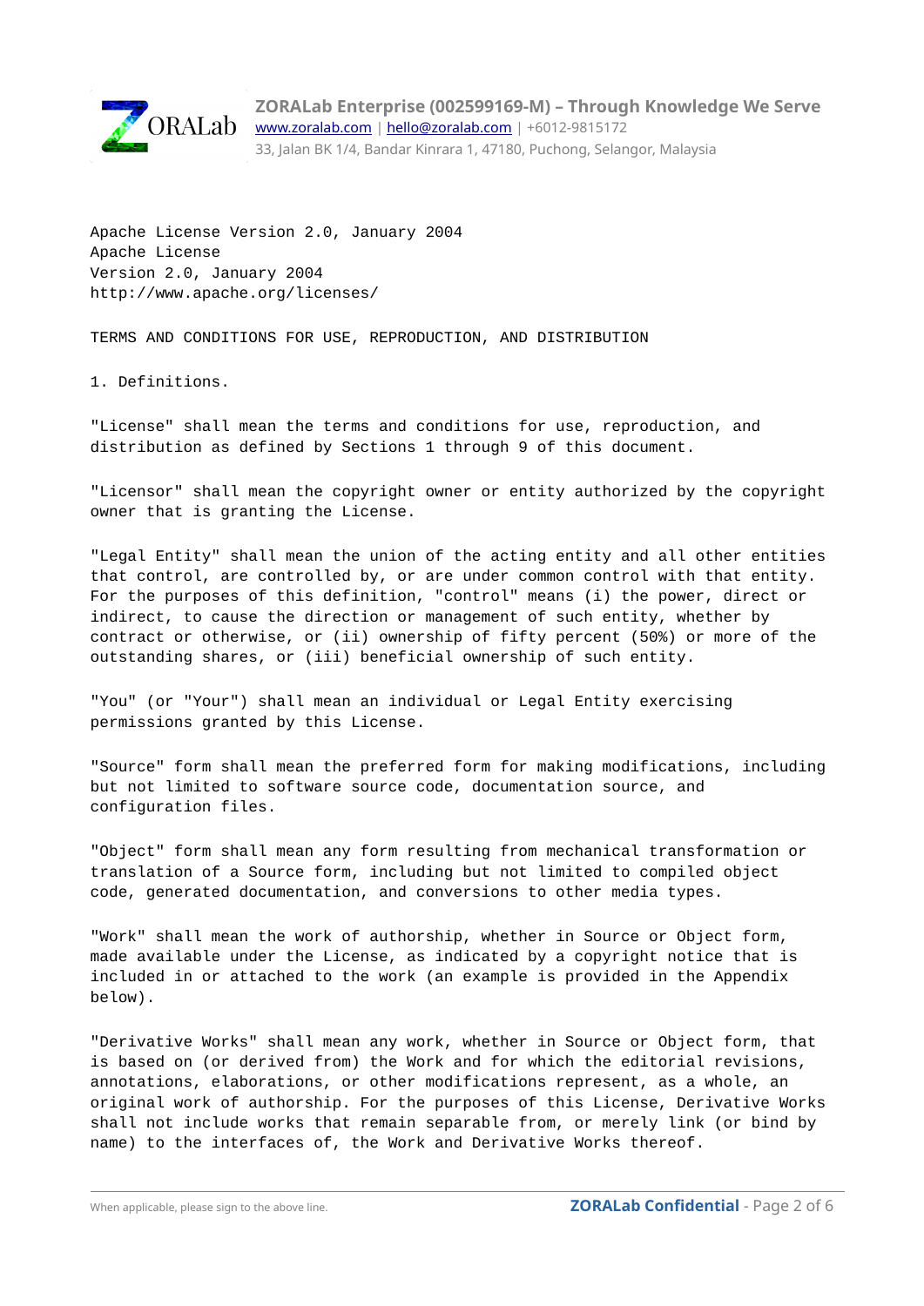Apache License Version 2.0, January 2004
Apache License
Version 2.0, January 2004
http://www.apache.org/licenses/

TERMS AND CONDITIONS FOR USE, REPRODUCTION, AND DISTRIBUTION

1. Definitions.

"License" shall mean the terms and conditions for use, reproduction, and distribution as defined by Sections 1 through 9 of this document.

"Licensor" shall mean the copyright owner or entity authorized by the copyright owner that is granting the License.

"Legal Entity" shall mean the union of the acting entity and all other entities that control, are controlled by, or are under common control with that entity. For the purposes of this definition, "control" means (i) the power, direct or indirect, to cause the direction or management of such entity, whether by contract or otherwise, or (ii) ownership of fifty percent (50%) or more of the outstanding shares, or (iii) beneficial ownership of such entity.

"You" (or "Your") shall mean an individual or Legal Entity exercising permissions granted by this License.

"Source" form shall mean the preferred form for making modifications, including but not limited to software source code, documentation source, and configuration files.

"Object" form shall mean any form resulting from mechanical transformation or translation of a Source form, including but not limited to compiled object code, generated documentation, and conversions to other media types.

"Work" shall mean the work of authorship, whether in Source or Object form, made available under the License, as indicated by a copyright notice that is included in or attached to the work (an example is provided in the Appendix below).

"Derivative Works" shall mean any work, whether in Source or Object form, that is based on (or derived from) the Work and for which the editorial revisions, annotations, elaborations, or other modifications represent, as a whole, an original work of authorship. For the purposes of this License, Derivative Works shall not include works that remain separable from, or merely link (or bind by name) to the interfaces of, the Work and Derivative Works thereof.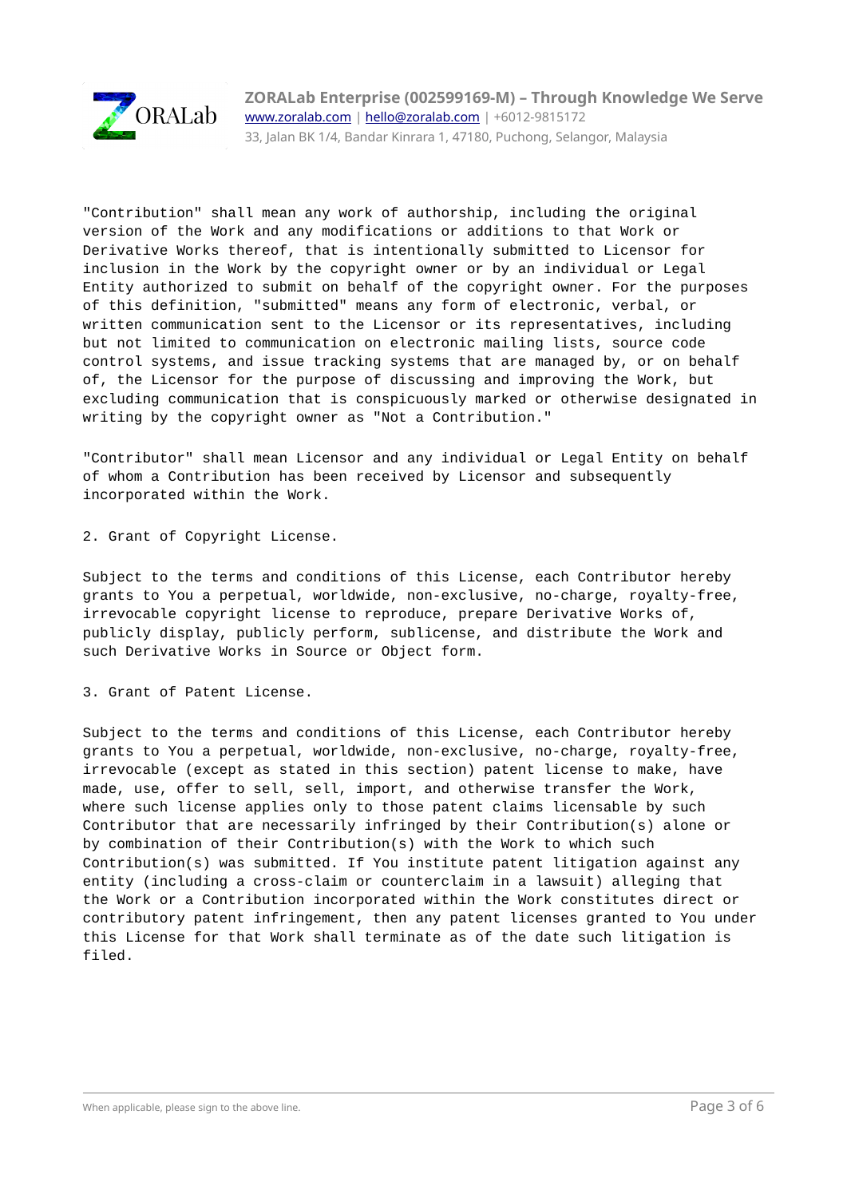"Contribution" shall mean any work of authorship, including the original version of the Work and any modifications or additions to that Work or Derivative Works thereof, that is intentionally submitted to Licensor for inclusion in the Work by the copyright owner or by an individual or Legal Entity authorized to submit on behalf of the copyright owner. For the purposes of this definition, "submitted" means any form of electronic, verbal, or written communication sent to the Licensor or its representatives, including but not limited to communication on electronic mailing lists, source code control systems, and issue tracking systems that are managed by, or on behalf of, the Licensor for the purpose of discussing and improving the Work, but excluding communication that is conspicuously marked or otherwise designated in writing by the copyright owner as "Not a Contribution."

"Contributor" shall mean Licensor and any individual or Legal Entity on behalf of whom a Contribution has been received by Licensor and subsequently incorporated within the Work.

2. Grant of Copyright License.

Subject to the terms and conditions of this License, each Contributor hereby grants to You a perpetual, worldwide, non-exclusive, no-charge, royalty-free, irrevocable copyright license to reproduce, prepare Derivative Works of, publicly display, publicly perform, sublicense, and distribute the Work and such Derivative Works in Source or Object form.

3. Grant of Patent License.

Subject to the terms and conditions of this License, each Contributor hereby grants to You a perpetual, worldwide, non-exclusive, no-charge, royalty-free, irrevocable (except as stated in this section) patent license to make, have made, use, offer to sell, sell, import, and otherwise transfer the Work, where such license applies only to those patent claims licensable by such Contributor that are necessarily infringed by their Contribution(s) alone or by combination of their Contribution(s) with the Work to which such Contribution(s) was submitted. If You institute patent litigation against any entity (including a cross-claim or counterclaim in a lawsuit) alleging that the Work or a Contribution incorporated within the Work constitutes direct or contributory patent infringement, then any patent licenses granted to You under this License for that Work shall terminate as of the date such litigation is filed.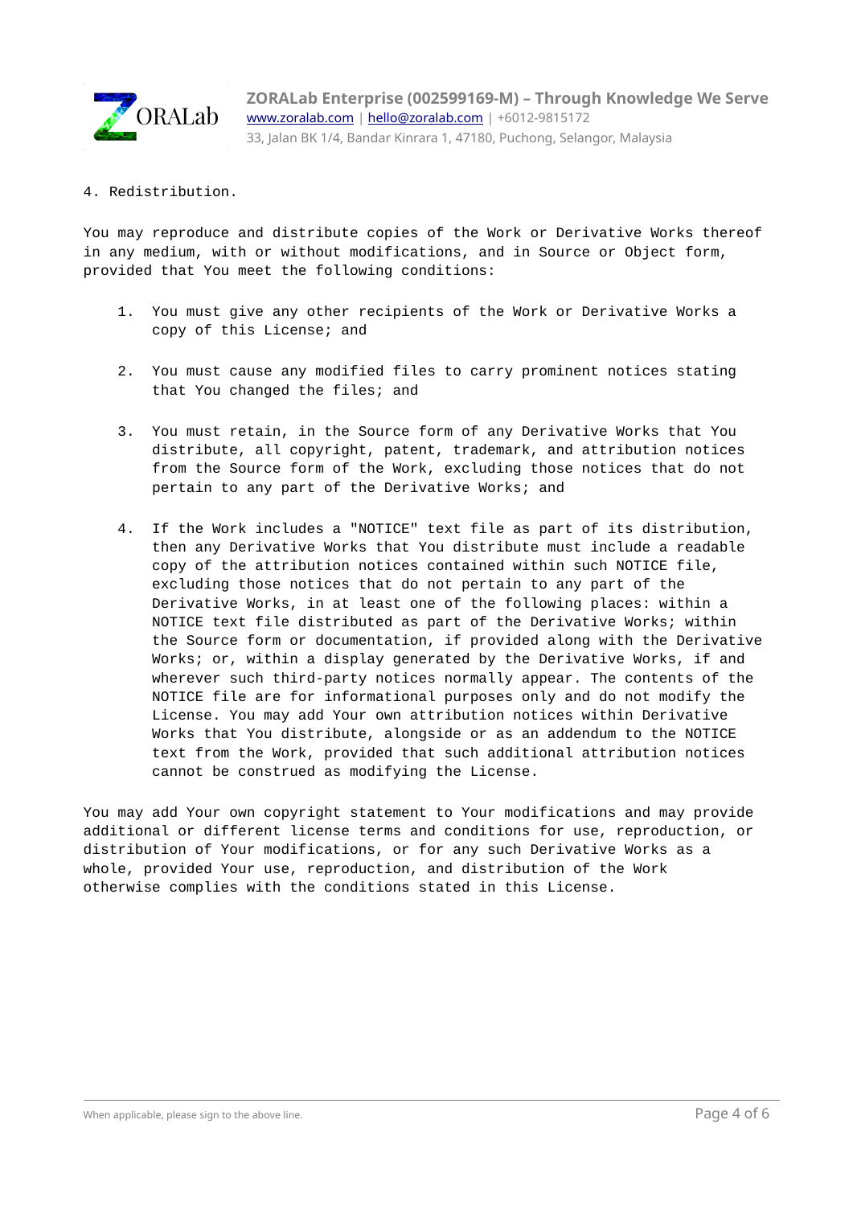4. Redistribution.

You may reproduce and distribute copies of the Work or Derivative Works thereof in any medium, with or without modifications, and in Source or Object form, provided that You meet the following conditions:

1. You must give any other recipients of the Work or Derivative Works a copy of this License; and

2. You must cause any modified files to carry prominent notices stating that You changed the files; and

3. You must retain, in the Source form of any Derivative Works that You distribute, all copyright, patent, trademark, and attribution notices from the Source form of the Work, excluding those notices that do not pertain to any part of the Derivative Works; and

4. If the Work includes a "NOTICE" text file as part of its distribution, then any Derivative Works that You distribute must include a readable copy of the attribution notices contained within such NOTICE file, excluding those notices that do not pertain to any part of the Derivative Works, in at least one of the following places: within a NOTICE text file distributed as part of the Derivative Works; within the Source form or documentation, if provided along with the Derivative Works; or, within a display generated by the Derivative Works, if and wherever such third-party notices normally appear. The contents of the NOTICE file are for informational purposes only and do not modify the License. You may add Your own attribution notices within Derivative Works that You distribute, alongside or as an addendum to the NOTICE text from the Work, provided that such additional attribution notices cannot be construed as modifying the License.

You may add Your own copyright statement to Your modifications and may provide additional or different license terms and conditions for use, reproduction, or distribution of Your modifications, or for any such Derivative Works as a whole, provided Your use, reproduction, and distribution of the Work otherwise complies with the conditions stated in this License.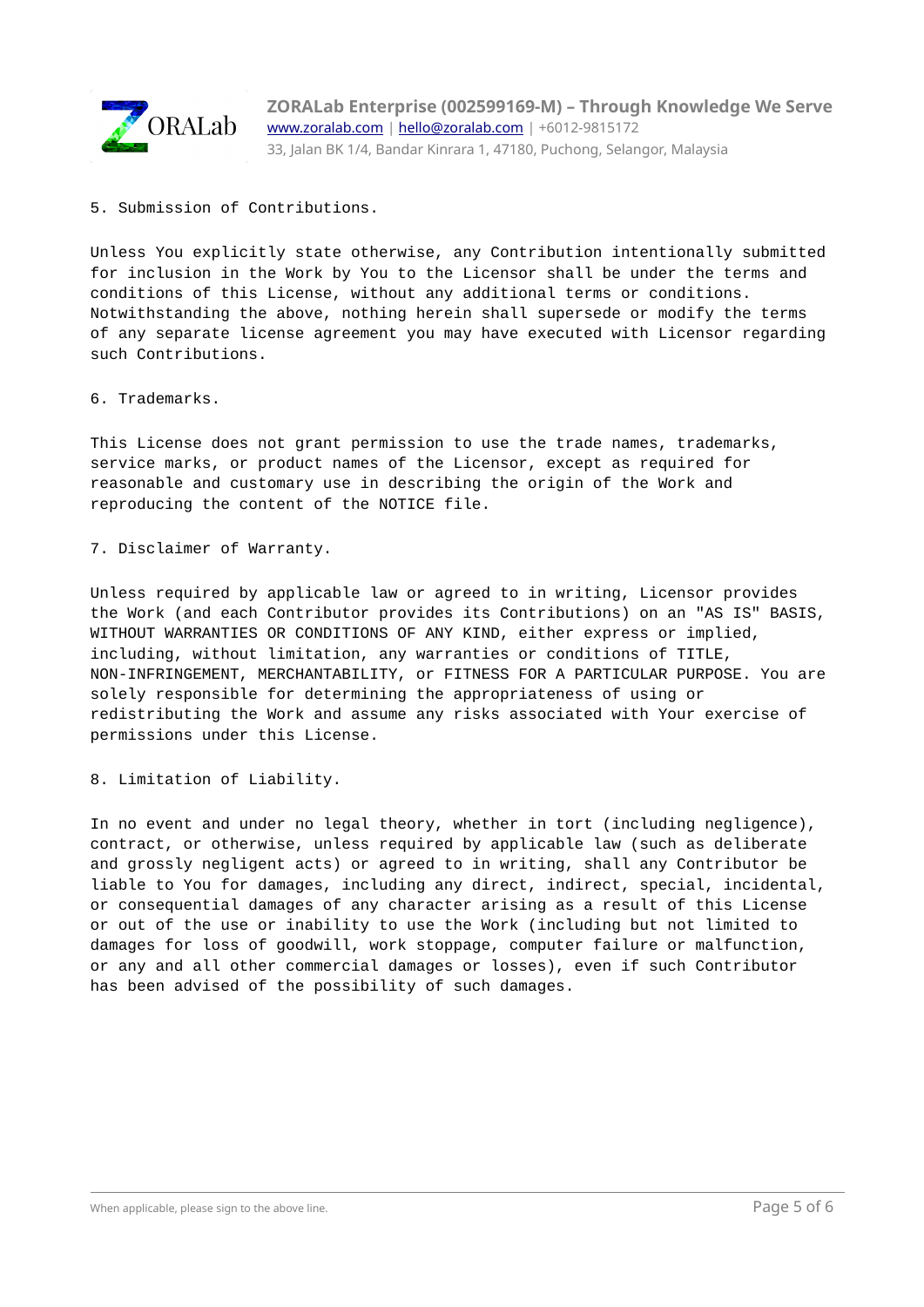## 5. Submission of Contributions.

Unless You explicitly state otherwise, any Contribution intentionally submitted for inclusion in the Work by You to the Licensor shall be under the terms and conditions of this License, without any additional terms or conditions. Notwithstanding the above, nothing herein shall supersede or modify the terms of any separate license agreement you may have executed with Licensor regarding such Contributions.

## 6. Trademarks.

This License does not grant permission to use the trade names, trademarks, service marks, or product names of the Licensor, except as required for reasonable and customary use in describing the origin of the Work and reproducing the content of the NOTICE file.

## 7. Disclaimer of Warranty.

Unless required by applicable law or agreed to in writing, Licensor provides the Work (and each Contributor provides its Contributions) on an "AS IS" BASIS, WITHOUT WARRANTIES OR CONDITIONS OF ANY KIND, either express or implied, including, without limitation, any warranties or conditions of TITLE, NON-INFRINGEMENT, MERCHANTABILITY, or FITNESS FOR A PARTICULAR PURPOSE. You are solely responsible for determining the appropriateness of using or redistributing the Work and assume any risks associated with Your exercise of permissions under this License.

## 8. Limitation of Liability.

In no event and under no legal theory, whether in tort (including negligence), contract, or otherwise, unless required by applicable law (such as deliberate and grossly negligent acts) or agreed to in writing, shall any Contributor be liable to You for damages, including any direct, indirect, special, incidental, or consequential damages of any character arising as a result of this License or out of the use or inability to use the Work (including but not limited to damages for loss of goodwill, work stoppage, computer failure or malfunction, or any and all other commercial damages or losses), even if such Contributor has been advised of the possibility of such damages.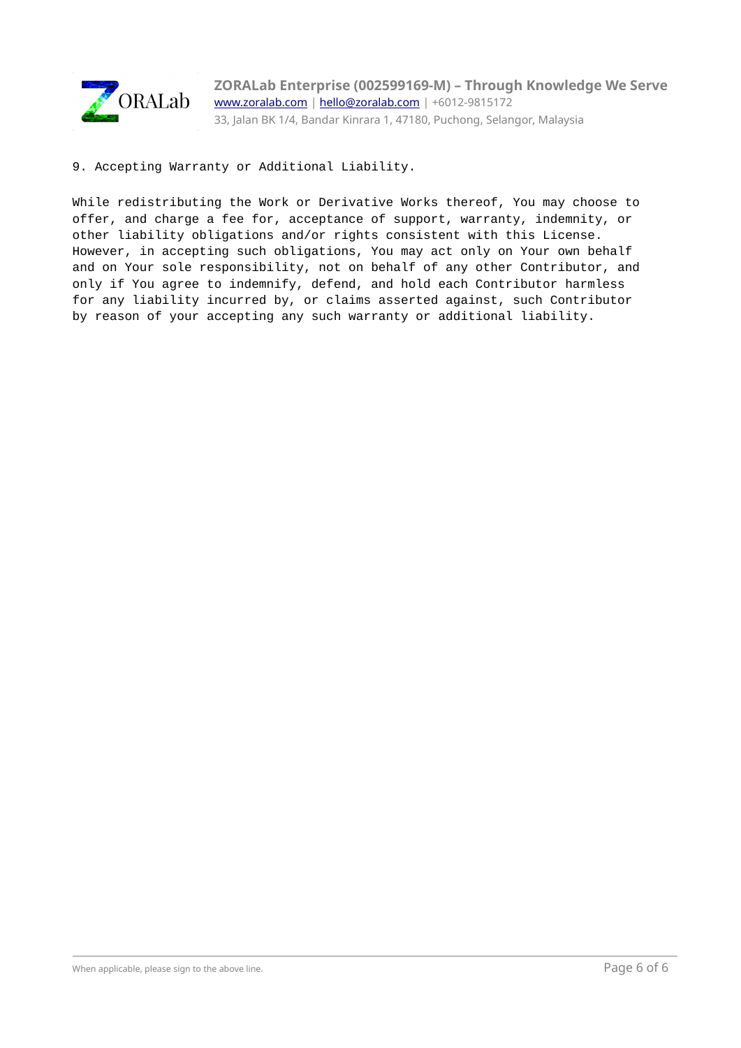9. Accepting Warranty or Additional Liability.

While redistributing the Work or Derivative Works thereof, You may choose to offer, and charge a fee for, acceptance of support, warranty, indemnity, or other liability obligations and/or rights consistent with this License. However, in accepting such obligations, You may act only on Your own behalf and on Your sole responsibility, not on behalf of any other Contributor, and only if You agree to indemnify, defend, and hold each Contributor harmless for any liability incurred by, or claims asserted against, such Contributor by reason of your accepting any such warranty or additional liability.